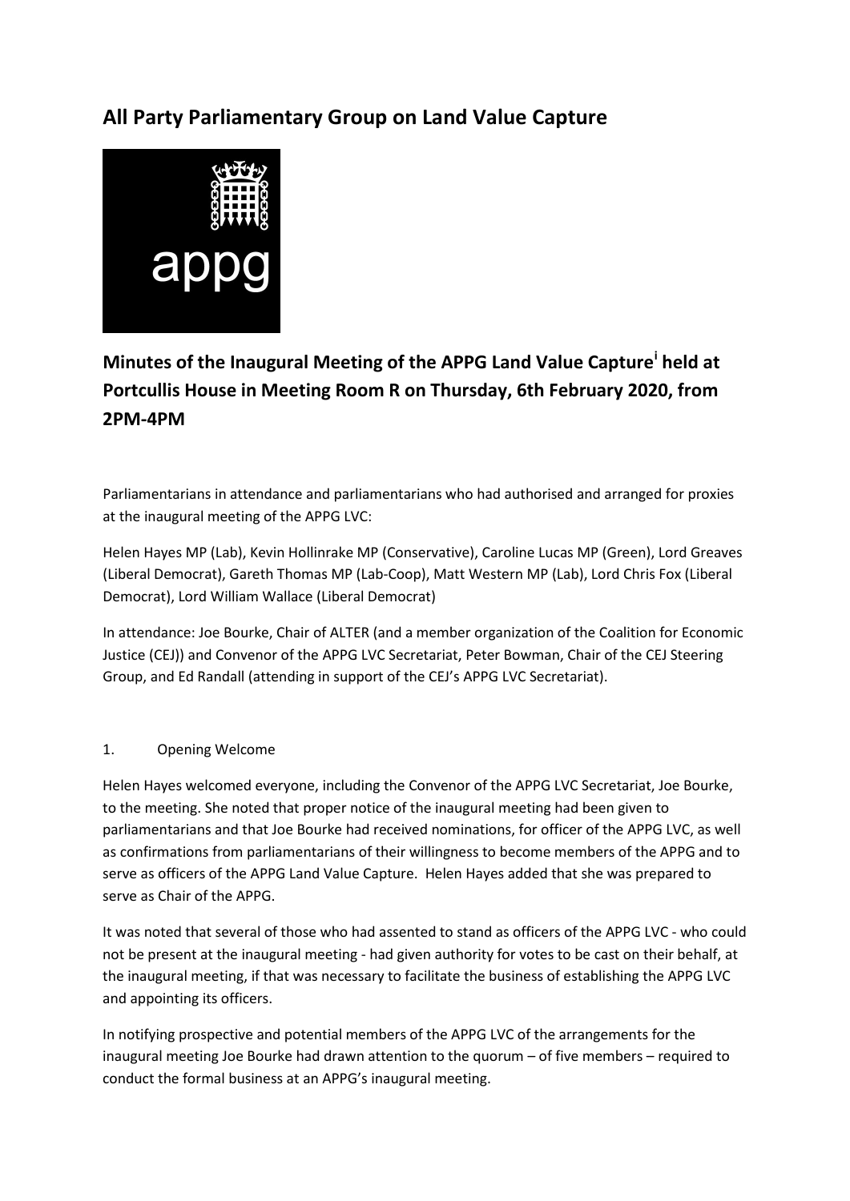# All Party Parliamentary Group on Land Value Capture

## Minutes of the Inaugural Meeting of the APPG Land Value Capture[i] held at Portcullis House in Meeting Room R on Thursday, 6th February 2020, from 2PM-4PM

Parliamentarians in attendance and parliamentarians who had authorised and arranged for proxies at the inaugural meeting of the APPG LVC:

Helen Hayes MP (Lab), Kevin Hollinrake MP (Conservative), Caroline Lucas MP (Green), Lord Greaves (Liberal Democrat), Gareth Thomas MP (Lab-Coop), Matt Western MP (Lab), Lord Chris Fox (Liberal Democrat), Lord William Wallace (Liberal Democrat)

In attendance: Joe Bourke, Chair of ALTER (and a member organization of the Coalition for Economic Justice (CEJ)) and Convenor of the APPG LVC Secretariat, Peter Bowman, Chair of the CEJ Steering Group, and Ed Randall (attending in support of the CEJ's APPG LVC Secretariat).

1. Opening Welcome

Helen Hayes welcomed everyone, including the Convenor of the APPG LVC Secretariat, Joe Bourke, to the meeting. She noted that proper notice of the inaugural meeting had been given to parliamentarians and that Joe Bourke had received nominations, for officer of the APPG LVC, as well as confirmations from parliamentarians of their willingness to become members of the APPG and to serve as officers of the APPG Land Value Capture. Helen Hayes added that she was prepared to serve as Chair of the APPG.

It was noted that several of those who had assented to stand as officers of the APPG LVC - who could not be present at the inaugural meeting - had given authority for votes to be cast on their behalf, at the inaugural meeting, if that was necessary to facilitate the business of establishing the APPG LVC and appointing its officers.

In notifying prospective and potential members of the APPG LVC of the arrangements for the inaugural meeting Joe Bourke had drawn attention to the quorum – of five members – required to conduct the formal business at an APPG's inaugural meeting.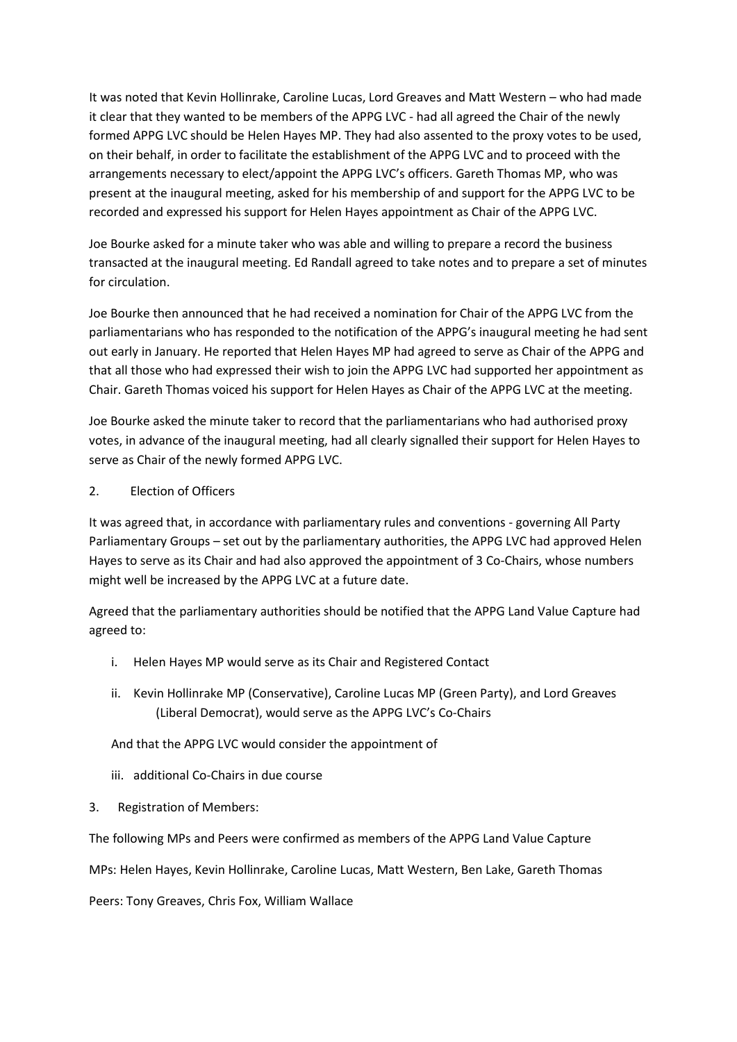It was noted that Kevin Hollinrake, Caroline Lucas, Lord Greaves and Matt Western – who had made it clear that they wanted to be members of the APPG LVC - had all agreed the Chair of the newly formed APPG LVC should be Helen Hayes MP. They had also assented to the proxy votes to be used, on their behalf, in order to facilitate the establishment of the APPG LVC and to proceed with the arrangements necessary to elect/appoint the APPG LVC's officers. Gareth Thomas MP, who was present at the inaugural meeting, asked for his membership of and support for the APPG LVC to be recorded and expressed his support for Helen Hayes appointment as Chair of the APPG LVC.

Joe Bourke asked for a minute taker who was able and willing to prepare a record the business transacted at the inaugural meeting. Ed Randall agreed to take notes and to prepare a set of minutes for circulation.

Joe Bourke then announced that he had received a nomination for Chair of the APPG LVC from the parliamentarians who has responded to the notification of the APPG's inaugural meeting he had sent out early in January. He reported that Helen Hayes MP had agreed to serve as Chair of the APPG and that all those who had expressed their wish to join the APPG LVC had supported her appointment as Chair. Gareth Thomas voiced his support for Helen Hayes as Chair of the APPG LVC at the meeting.

Joe Bourke asked the minute taker to record that the parliamentarians who had authorised proxy votes, in advance of the inaugural meeting, had all clearly signalled their support for Helen Hayes to serve as Chair of the newly formed APPG LVC.

2. Election of Officers

It was agreed that, in accordance with parliamentary rules and conventions - governing All Party Parliamentary Groups – set out by the parliamentary authorities, the APPG LVC had approved Helen Hayes to serve as its Chair and had also approved the appointment of 3 Co-Chairs, whose numbers might well be increased by the APPG LVC at a future date.

Agreed that the parliamentary authorities should be notified that the APPG Land Value Capture had agreed to:

i. Helen Hayes MP would serve as its Chair and Registered Contact

ii. Kevin Hollinrake MP (Conservative), Caroline Lucas MP (Green Party), and Lord Greaves (Liberal Democrat), would serve as the APPG LVC's Co-Chairs

And that the APPG LVC would consider the appointment of

iii. additional Co-Chairs in due course

3. Registration of Members:

The following MPs and Peers were confirmed as members of the APPG Land Value Capture

MPs: Helen Hayes, Kevin Hollinrake, Caroline Lucas, Matt Western, Ben Lake, Gareth Thomas

Peers: Tony Greaves, Chris Fox, William Wallace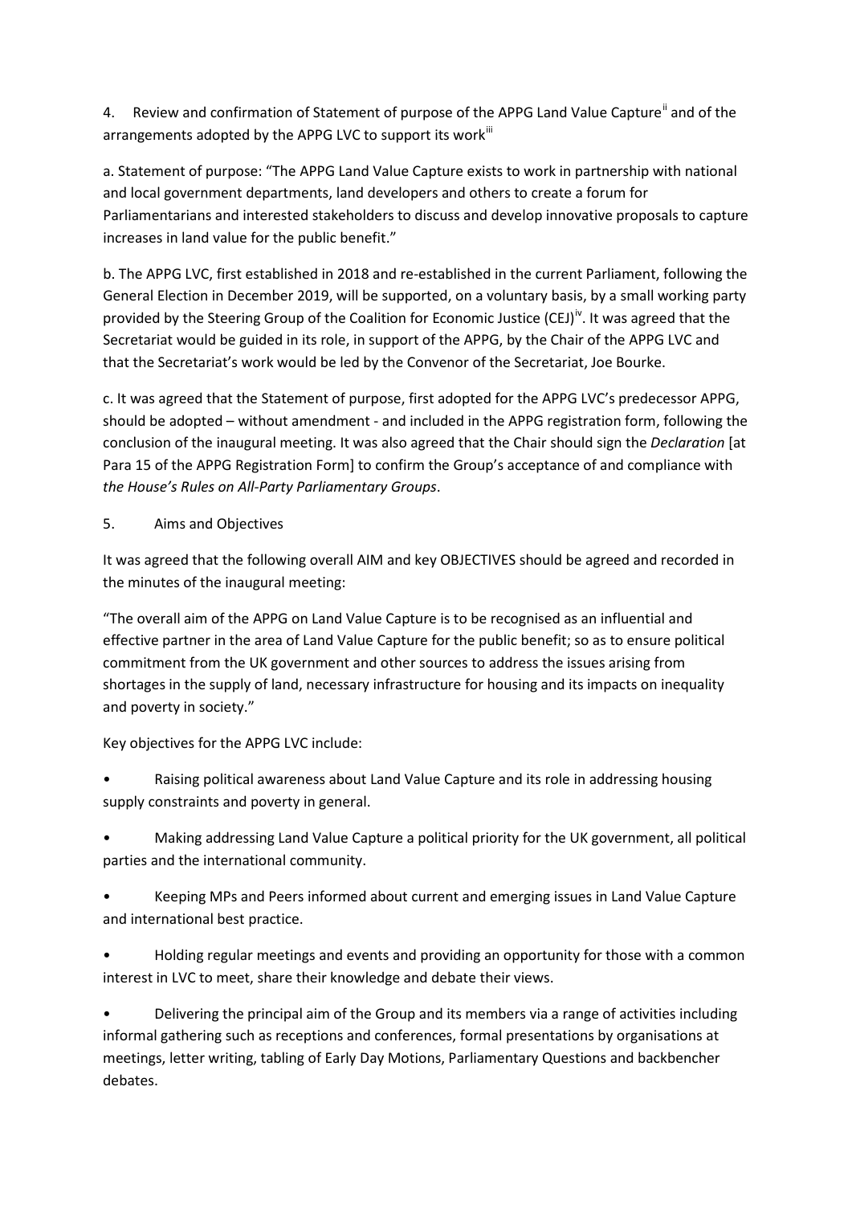4. Review and confirmation of Statement of purpose of the APPG Land Value Capture[ii] and of the arrangements adopted by the APPG LVC to support its work[iii]

a. Statement of purpose: "The APPG Land Value Capture exists to work in partnership with national and local government departments, land developers and others to create a forum for Parliamentarians and interested stakeholders to discuss and develop innovative proposals to capture increases in land value for the public benefit."

b. The APPG LVC, first established in 2018 and re-established in the current Parliament, following the General Election in December 2019, will be supported, on a voluntary basis, by a small working party provided by the Steering Group of the Coalition for Economic Justice (CEJ)[iv]. It was agreed that the Secretariat would be guided in its role, in support of the APPG, by the Chair of the APPG LVC and that the Secretariat's work would be led by the Convenor of the Secretariat, Joe Bourke.

c. It was agreed that the Statement of purpose, first adopted for the APPG LVC's predecessor APPG, should be adopted – without amendment - and included in the APPG registration form, following the conclusion of the inaugural meeting. It was also agreed that the Chair should sign the *Declaration* [at Para 15 of the APPG Registration Form] to confirm the Group's acceptance of and compliance with *the House's Rules on All-Party Parliamentary Groups*.

5. Aims and Objectives

It was agreed that the following overall AIM and key OBJECTIVES should be agreed and recorded in the minutes of the inaugural meeting:

"The overall aim of the APPG on Land Value Capture is to be recognised as an influential and effective partner in the area of Land Value Capture for the public benefit; so as to ensure political commitment from the UK government and other sources to address the issues arising from shortages in the supply of land, necessary infrastructure for housing and its impacts on inequality and poverty in society."

Key objectives for the APPG LVC include:

- Raising political awareness about Land Value Capture and its role in addressing housing supply constraints and poverty in general.
- Making addressing Land Value Capture a political priority for the UK government, all political parties and the international community.
- Keeping MPs and Peers informed about current and emerging issues in Land Value Capture and international best practice.
- Holding regular meetings and events and providing an opportunity for those with a common interest in LVC to meet, share their knowledge and debate their views.
- Delivering the principal aim of the Group and its members via a range of activities including informal gathering such as receptions and conferences, formal presentations by organisations at meetings, letter writing, tabling of Early Day Motions, Parliamentary Questions and backbencher debates.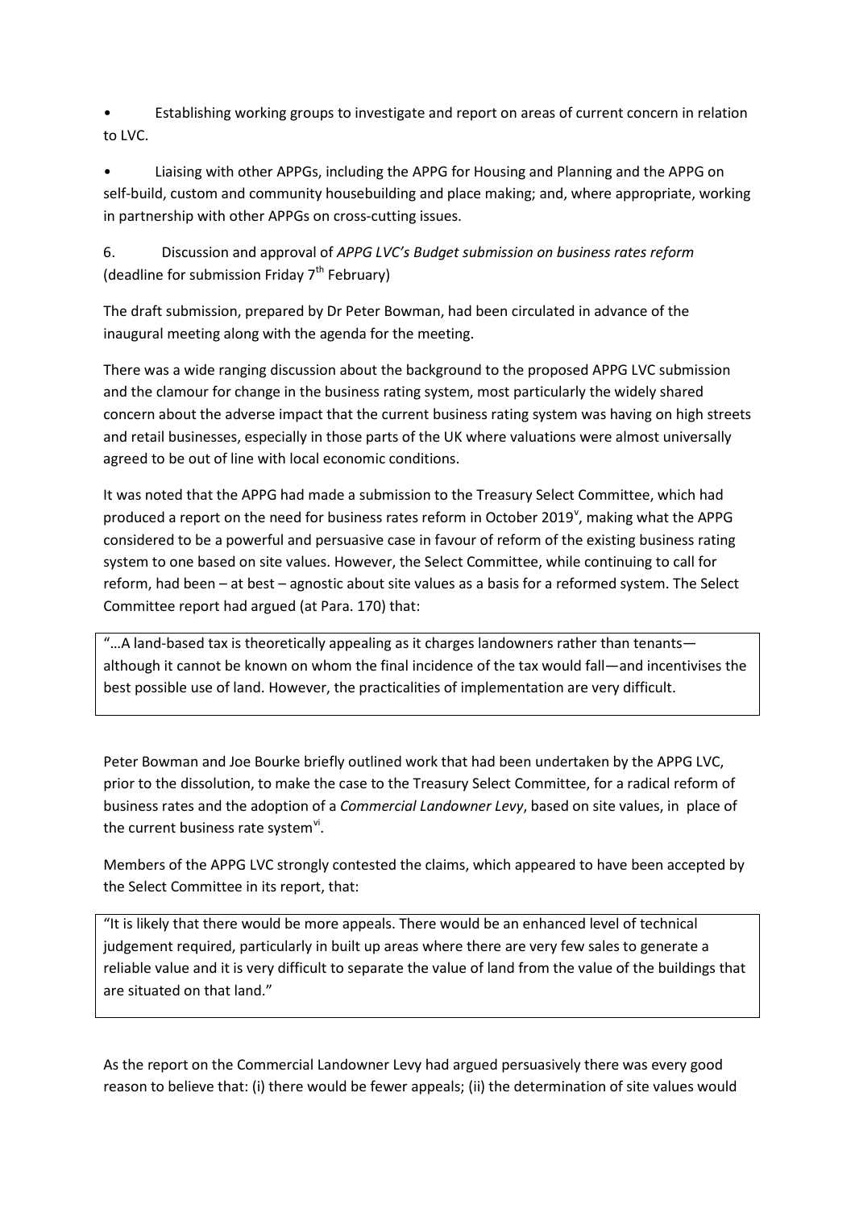- Establishing working groups to investigate and report on areas of current concern in relation to LVC.

- Liaising with other APPGs, including the APPG for Housing and Planning and the APPG on self-build, custom and community housebuilding and place making; and, where appropriate, working in partnership with other APPGs on cross-cutting issues.

6. Discussion and approval of *APPG LVC's Budget submission on business rates reform* (deadline for submission Friday 7th February)

The draft submission, prepared by Dr Peter Bowman, had been circulated in advance of the inaugural meeting along with the agenda for the meeting.

There was a wide ranging discussion about the background to the proposed APPG LVC submission and the clamour for change in the business rating system, most particularly the widely shared concern about the adverse impact that the current business rating system was having on high streets and retail businesses, especially in those parts of the UK where valuations were almost universally agreed to be out of line with local economic conditions.

It was noted that the APPG had made a submission to the Treasury Select Committee, which had produced a report on the need for business rates reform in October 2019[v], making what the APPG considered to be a powerful and persuasive case in favour of reform of the existing business rating system to one based on site values. However, the Select Committee, while continuing to call for reform, had been – at best – agnostic about site values as a basis for a reformed system. The Select Committee report had argued (at Para. 170) that:

> "…A land-based tax is theoretically appealing as it charges landowners rather than tenants—although it cannot be known on whom the final incidence of the tax would fall—and incentivises the best possible use of land. However, the practicalities of implementation are very difficult.

Peter Bowman and Joe Bourke briefly outlined work that had been undertaken by the APPG LVC, prior to the dissolution, to make the case to the Treasury Select Committee, for a radical reform of business rates and the adoption of a *Commercial Landowner Levy*, based on site values, in place of the current business rate system[vi].

Members of the APPG LVC strongly contested the claims, which appeared to have been accepted by the Select Committee in its report, that:

> "It is likely that there would be more appeals. There would be an enhanced level of technical judgement required, particularly in built up areas where there are very few sales to generate a reliable value and it is very difficult to separate the value of land from the value of the buildings that are situated on that land."

As the report on the Commercial Landowner Levy had argued persuasively there was every good reason to believe that: (i) there would be fewer appeals; (ii) the determination of site values would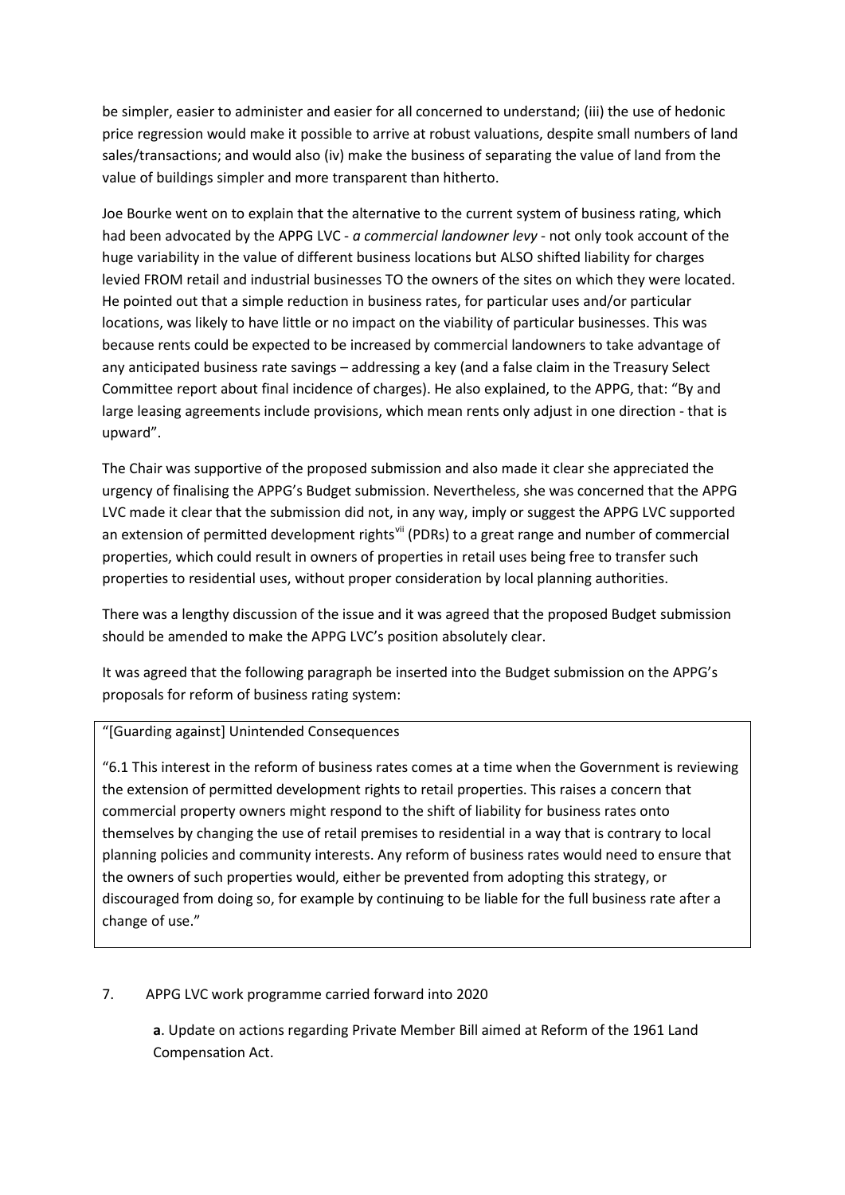be simpler, easier to administer and easier for all concerned to understand; (iii) the use of hedonic price regression would make it possible to arrive at robust valuations, despite small numbers of land sales/transactions; and would also (iv) make the business of separating the value of land from the value of buildings simpler and more transparent than hitherto.

Joe Bourke went on to explain that the alternative to the current system of business rating, which had been advocated by the APPG LVC - *a commercial landowner levy* - not only took account of the huge variability in the value of different business locations but ALSO shifted liability for charges levied FROM retail and industrial businesses TO the owners of the sites on which they were located. He pointed out that a simple reduction in business rates, for particular uses and/or particular locations, was likely to have little or no impact on the viability of particular businesses. This was because rents could be expected to be increased by commercial landowners to take advantage of any anticipated business rate savings – addressing a key (and a false claim in the Treasury Select Committee report about final incidence of charges). He also explained, to the APPG, that: "By and large leasing agreements include provisions, which mean rents only adjust in one direction - that is upward".

The Chair was supportive of the proposed submission and also made it clear she appreciated the urgency of finalising the APPG's Budget submission. Nevertheless, she was concerned that the APPG LVC made it clear that the submission did not, in any way, imply or suggest the APPG LVC supported an extension of permitted development rights[vii] (PDRs) to a great range and number of commercial properties, which could result in owners of properties in retail uses being free to transfer such properties to residential uses, without proper consideration by local planning authorities.

There was a lengthy discussion of the issue and it was agreed that the proposed Budget submission should be amended to make the APPG LVC's position absolutely clear.

It was agreed that the following paragraph be inserted into the Budget submission on the APPG's proposals for reform of business rating system:

> "[Guarding against] Unintended Consequences
>
> "6.1 This interest in the reform of business rates comes at a time when the Government is reviewing the extension of permitted development rights to retail properties. This raises a concern that commercial property owners might respond to the shift of liability for business rates onto themselves by changing the use of retail premises to residential in a way that is contrary to local planning policies and community interests. Any reform of business rates would need to ensure that the owners of such properties would, either be prevented from adopting this strategy, or discouraged from doing so, for example by continuing to be liable for the full business rate after a change of use."

7. APPG LVC work programme carried forward into 2020

   **a**. Update on actions regarding Private Member Bill aimed at Reform of the 1961 Land Compensation Act.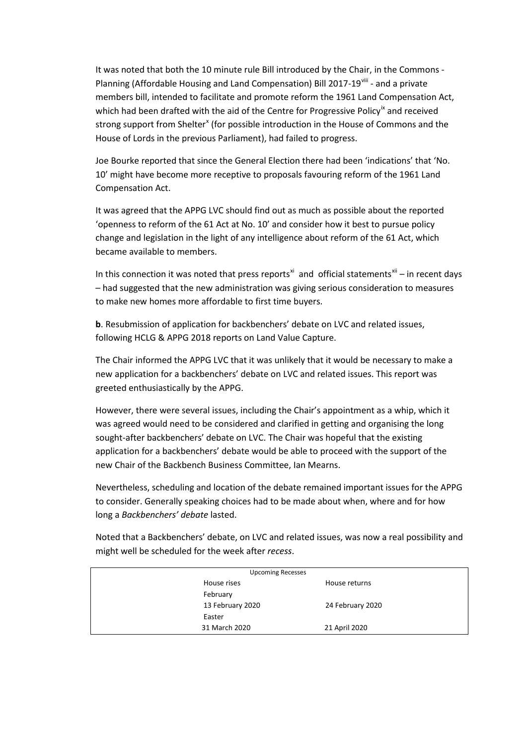It was noted that both the 10 minute rule Bill introduced by the Chair, in the Commons - Planning (Affordable Housing and Land Compensation) Bill 2017-19[viii] - and a private members bill, intended to facilitate and promote reform the 1961 Land Compensation Act, which had been drafted with the aid of the Centre for Progressive Policy[ix] and received strong support from Shelter[x] (for possible introduction in the House of Commons and the House of Lords in the previous Parliament), had failed to progress.

Joe Bourke reported that since the General Election there had been 'indications' that 'No. 10' might have become more receptive to proposals favouring reform of the 1961 Land Compensation Act.

It was agreed that the APPG LVC should find out as much as possible about the reported 'openness to reform of the 61 Act at No. 10' and consider how it best to pursue policy change and legislation in the light of any intelligence about reform of the 61 Act, which became available to members.

In this connection it was noted that press reports[xi] and official statements[xii] – in recent days – had suggested that the new administration was giving serious consideration to measures to make new homes more affordable to first time buyers.

**b**. Resubmission of application for backbenchers' debate on LVC and related issues, following HCLG & APPG 2018 reports on Land Value Capture.

The Chair informed the APPG LVC that it was unlikely that it would be necessary to make a new application for a backbenchers' debate on LVC and related issues. This report was greeted enthusiastically by the APPG.

However, there were several issues, including the Chair's appointment as a whip, which it was agreed would need to be considered and clarified in getting and organising the long sought-after backbenchers' debate on LVC. The Chair was hopeful that the existing application for a backbenchers' debate would be able to proceed with the support of the new Chair of the Backbench Business Committee, Ian Mearns.

Nevertheless, scheduling and location of the debate remained important issues for the APPG to consider. Generally speaking choices had to be made about when, where and for how long a *Backbenchers' debate* lasted.

Noted that a Backbenchers' debate, on LVC and related issues, was now a real possibility and might well be scheduled for the week after *recess*.

| Upcoming Recesses | |
|---|---|
| House rises | House returns |
| February | |
| 13 February 2020 | 24 February 2020 |
| Easter | |
| 31 March 2020 | 21 April 2020 |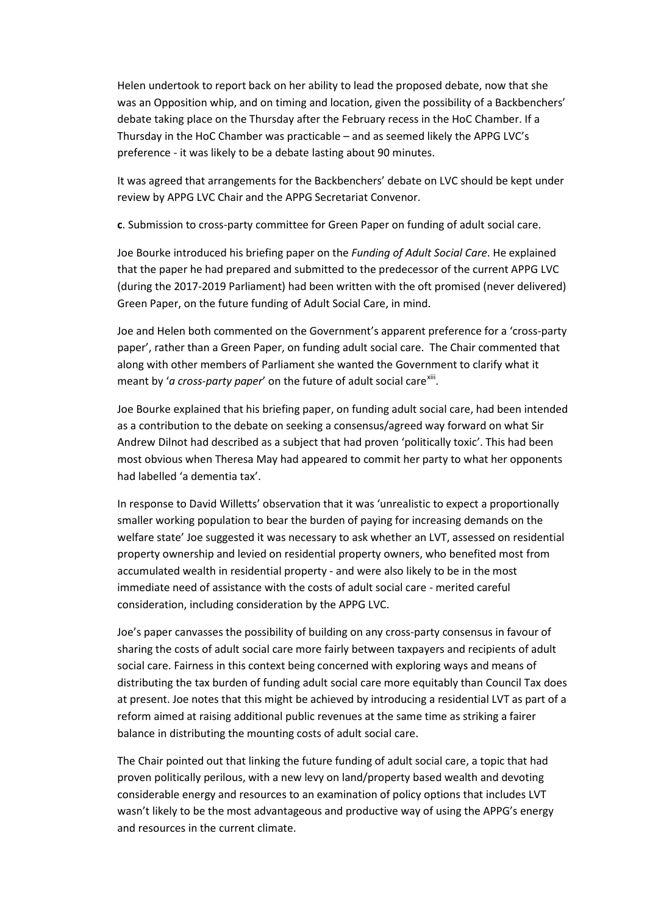Helen undertook to report back on her ability to lead the proposed debate, now that she was an Opposition whip, and on timing and location, given the possibility of a Backbenchers' debate taking place on the Thursday after the February recess in the HoC Chamber. If a Thursday in the HoC Chamber was practicable – and as seemed likely the APPG LVC's preference - it was likely to be a debate lasting about 90 minutes.

It was agreed that arrangements for the Backbenchers' debate on LVC should be kept under review by APPG LVC Chair and the APPG Secretariat Convenor.

**c**. Submission to cross-party committee for Green Paper on funding of adult social care.

Joe Bourke introduced his briefing paper on the *Funding of Adult Social Care*. He explained that the paper he had prepared and submitted to the predecessor of the current APPG LVC (during the 2017-2019 Parliament) had been written with the oft promised (never delivered) Green Paper, on the future funding of Adult Social Care, in mind.

Joe and Helen both commented on the Government's apparent preference for a 'cross-party paper', rather than a Green Paper, on funding adult social care. The Chair commented that along with other members of Parliament she wanted the Government to clarify what it meant by '*a cross-party paper*' on the future of adult social care[xiii].

Joe Bourke explained that his briefing paper, on funding adult social care, had been intended as a contribution to the debate on seeking a consensus/agreed way forward on what Sir Andrew Dilnot had described as a subject that had proven 'politically toxic'. This had been most obvious when Theresa May had appeared to commit her party to what her opponents had labelled 'a dementia tax'.

In response to David Willetts' observation that it was 'unrealistic to expect a proportionally smaller working population to bear the burden of paying for increasing demands on the welfare state' Joe suggested it was necessary to ask whether an LVT, assessed on residential property ownership and levied on residential property owners, who benefited most from accumulated wealth in residential property - and were also likely to be in the most immediate need of assistance with the costs of adult social care - merited careful consideration, including consideration by the APPG LVC.

Joe's paper canvasses the possibility of building on any cross-party consensus in favour of sharing the costs of adult social care more fairly between taxpayers and recipients of adult social care. Fairness in this context being concerned with exploring ways and means of distributing the tax burden of funding adult social care more equitably than Council Tax does at present. Joe notes that this might be achieved by introducing a residential LVT as part of a reform aimed at raising additional public revenues at the same time as striking a fairer balance in distributing the mounting costs of adult social care.

The Chair pointed out that linking the future funding of adult social care, a topic that had proven politically perilous, with a new levy on land/property based wealth and devoting considerable energy and resources to an examination of policy options that includes LVT wasn't likely to be the most advantageous and productive way of using the APPG's energy and resources in the current climate.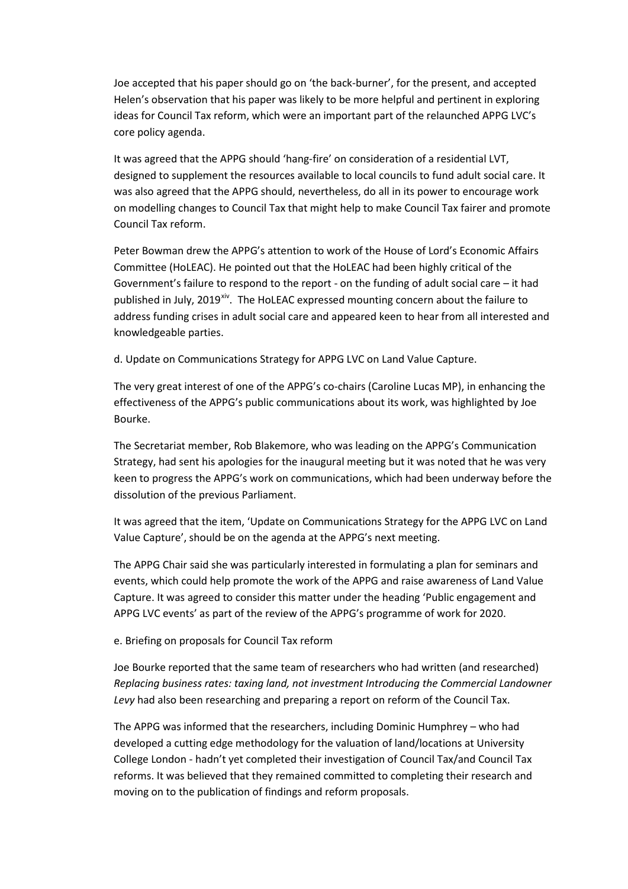Joe accepted that his paper should go on 'the back-burner', for the present, and accepted Helen's observation that his paper was likely to be more helpful and pertinent in exploring ideas for Council Tax reform, which were an important part of the relaunched APPG LVC's core policy agenda.

It was agreed that the APPG should 'hang-fire' on consideration of a residential LVT, designed to supplement the resources available to local councils to fund adult social care. It was also agreed that the APPG should, nevertheless, do all in its power to encourage work on modelling changes to Council Tax that might help to make Council Tax fairer and promote Council Tax reform.

Peter Bowman drew the APPG's attention to work of the House of Lord's Economic Affairs Committee (HoLEAC). He pointed out that the HoLEAC had been highly critical of the Government's failure to respond to the report - on the funding of adult social care – it had published in July, 2019[xiv]. The HoLEAC expressed mounting concern about the failure to address funding crises in adult social care and appeared keen to hear from all interested and knowledgeable parties.

d. Update on Communications Strategy for APPG LVC on Land Value Capture.

The very great interest of one of the APPG's co-chairs (Caroline Lucas MP), in enhancing the effectiveness of the APPG's public communications about its work, was highlighted by Joe Bourke.

The Secretariat member, Rob Blakemore, who was leading on the APPG's Communication Strategy, had sent his apologies for the inaugural meeting but it was noted that he was very keen to progress the APPG's work on communications, which had been underway before the dissolution of the previous Parliament.

It was agreed that the item, 'Update on Communications Strategy for the APPG LVC on Land Value Capture', should be on the agenda at the APPG's next meeting.

The APPG Chair said she was particularly interested in formulating a plan for seminars and events, which could help promote the work of the APPG and raise awareness of Land Value Capture. It was agreed to consider this matter under the heading 'Public engagement and APPG LVC events' as part of the review of the APPG's programme of work for 2020.

e. Briefing on proposals for Council Tax reform

Joe Bourke reported that the same team of researchers who had written (and researched) *Replacing business rates: taxing land, not investment Introducing the Commercial Landowner Levy* had also been researching and preparing a report on reform of the Council Tax.

The APPG was informed that the researchers, including Dominic Humphrey – who had developed a cutting edge methodology for the valuation of land/locations at University College London - hadn't yet completed their investigation of Council Tax/and Council Tax reforms. It was believed that they remained committed to completing their research and moving on to the publication of findings and reform proposals.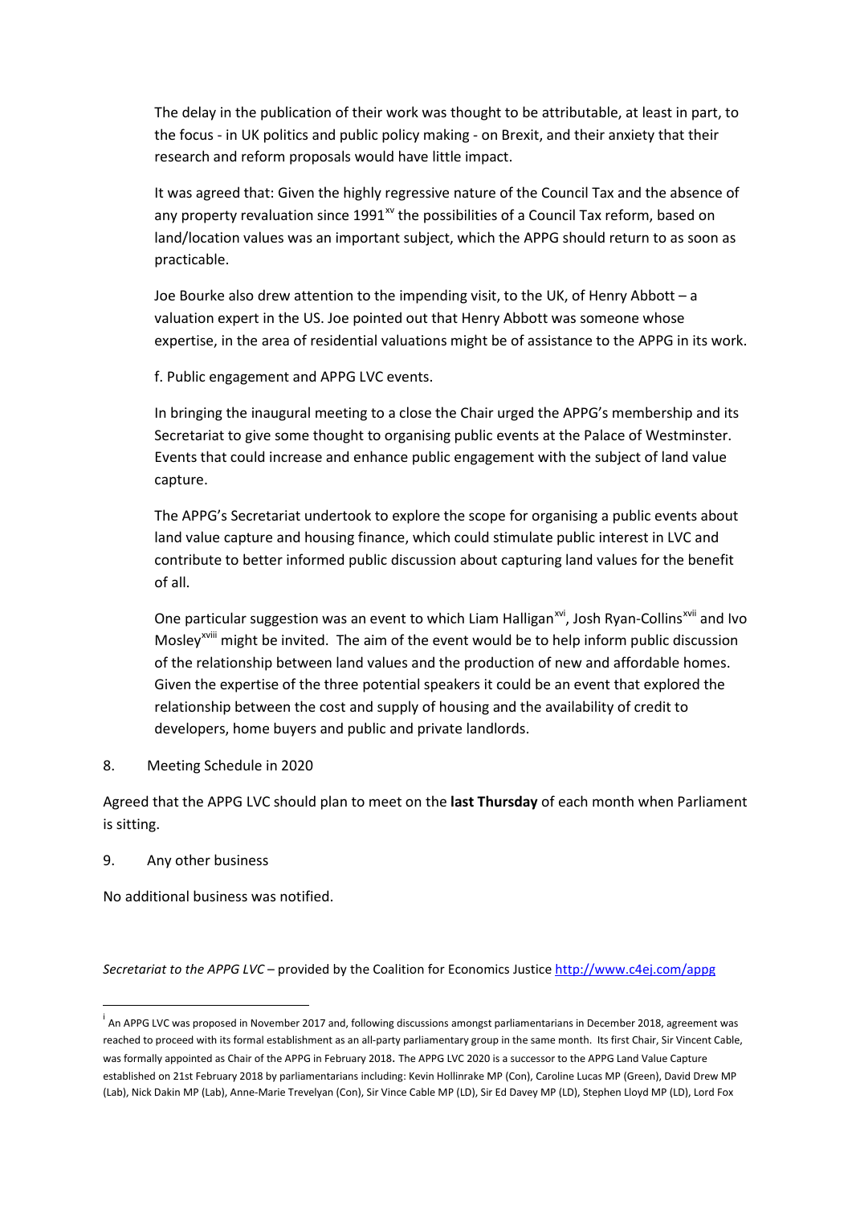The delay in the publication of their work was thought to be attributable, at least in part, to the focus - in UK politics and public policy making - on Brexit, and their anxiety that their research and reform proposals would have little impact.

It was agreed that: Given the highly regressive nature of the Council Tax and the absence of any property revaluation since 1991[xv] the possibilities of a Council Tax reform, based on land/location values was an important subject, which the APPG should return to as soon as practicable.

Joe Bourke also drew attention to the impending visit, to the UK, of Henry Abbott – a valuation expert in the US. Joe pointed out that Henry Abbott was someone whose expertise, in the area of residential valuations might be of assistance to the APPG in its work.

f. Public engagement and APPG LVC events.

In bringing the inaugural meeting to a close the Chair urged the APPG's membership and its Secretariat to give some thought to organising public events at the Palace of Westminster. Events that could increase and enhance public engagement with the subject of land value capture.

The APPG's Secretariat undertook to explore the scope for organising a public events about land value capture and housing finance, which could stimulate public interest in LVC and contribute to better informed public discussion about capturing land values for the benefit of all.

One particular suggestion was an event to which Liam Halligan[xvi], Josh Ryan-Collins[xvii] and Ivo Mosley[xviii] might be invited. The aim of the event would be to help inform public discussion of the relationship between land values and the production of new and affordable homes. Given the expertise of the three potential speakers it could be an event that explored the relationship between the cost and supply of housing and the availability of credit to developers, home buyers and public and private landlords.

8. Meeting Schedule in 2020

Agreed that the APPG LVC should plan to meet on the **last Thursday** of each month when Parliament is sitting.

9. Any other business

No additional business was notified.

*Secretariat to the APPG LVC* – provided by the Coalition for Economics Justice http://www.c4ej.com/appg

---

[i] An APPG LVC was proposed in November 2017 and, following discussions amongst parliamentarians in December 2018, agreement was reached to proceed with its formal establishment as an all-party parliamentary group in the same month. Its first Chair, Sir Vincent Cable, was formally appointed as Chair of the APPG in February 2018. The APPG LVC 2020 is a successor to the APPG Land Value Capture established on 21st February 2018 by parliamentarians including: Kevin Hollinrake MP (Con), Caroline Lucas MP (Green), David Drew MP (Lab), Nick Dakin MP (Lab), Anne-Marie Trevelyan (Con), Sir Vince Cable MP (LD), Sir Ed Davey MP (LD), Stephen Lloyd MP (LD), Lord Fox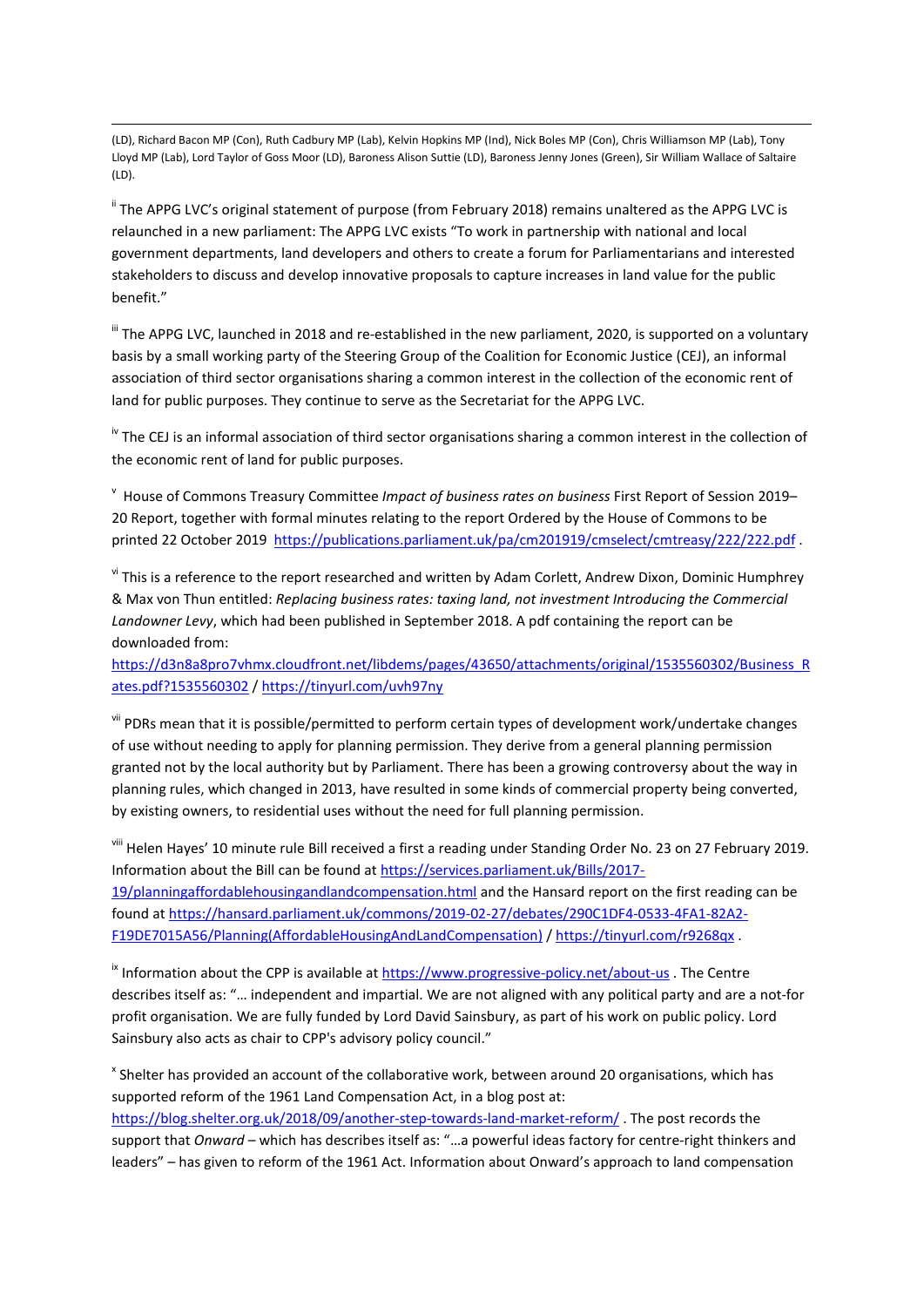(LD), Richard Bacon MP (Con), Ruth Cadbury MP (Lab), Kelvin Hopkins MP (Ind), Nick Boles MP (Con), Chris Williamson MP (Lab), Tony Lloyd MP (Lab), Lord Taylor of Goss Moor (LD), Baroness Alison Suttie (LD), Baroness Jenny Jones (Green), Sir William Wallace of Saltaire (LD).

[ii] The APPG LVC's original statement of purpose (from February 2018) remains unaltered as the APPG LVC is relaunched in a new parliament: The APPG LVC exists "To work in partnership with national and local government departments, land developers and others to create a forum for Parliamentarians and interested stakeholders to discuss and develop innovative proposals to capture increases in land value for the public benefit."

[iii] The APPG LVC, launched in 2018 and re-established in the new parliament, 2020, is supported on a voluntary basis by a small working party of the Steering Group of the Coalition for Economic Justice (CEJ), an informal association of third sector organisations sharing a common interest in the collection of the economic rent of land for public purposes. They continue to serve as the Secretariat for the APPG LVC.

[iv] The CEJ is an informal association of third sector organisations sharing a common interest in the collection of the economic rent of land for public purposes.

[v] House of Commons Treasury Committee *Impact of business rates on business* First Report of Session 2019–20 Report, together with formal minutes relating to the report Ordered by the House of Commons to be printed 22 October 2019 https://publications.parliament.uk/pa/cm201919/cmselect/cmtreasy/222/222.pdf .

[vi] This is a reference to the report researched and written by Adam Corlett, Andrew Dixon, Dominic Humphrey & Max von Thun entitled: *Replacing business rates: taxing land, not investment Introducing the Commercial Landowner Levy*, which had been published in September 2018. A pdf containing the report can be downloaded from: https://d3n8a8pro7vhmx.cloudfront.net/libdems/pages/43650/attachments/original/1535560302/Business_Rates.pdf?1535560302 / https://tinyurl.com/uvh97ny

[vii] PDRs mean that it is possible/permitted to perform certain types of development work/undertake changes of use without needing to apply for planning permission. They derive from a general planning permission granted not by the local authority but by Parliament. There has been a growing controversy about the way in planning rules, which changed in 2013, have resulted in some kinds of commercial property being converted, by existing owners, to residential uses without the need for full planning permission.

[viii] Helen Hayes' 10 minute rule Bill received a first a reading under Standing Order No. 23 on 27 February 2019. Information about the Bill can be found at https://services.parliament.uk/Bills/2017-19/planningaffordablehousingandlandcompensation.html and the Hansard report on the first reading can be found at https://hansard.parliament.uk/commons/2019-02-27/debates/290C1DF4-0533-4FA1-82A2-F19DE7015A56/Planning(AffordableHousingAndLandCompensation) / https://tinyurl.com/r9268qx .

[ix] Information about the CPP is available at https://www.progressive-policy.net/about-us . The Centre describes itself as: "… independent and impartial. We are not aligned with any political party and are a not-for profit organisation. We are fully funded by Lord David Sainsbury, as part of his work on public policy. Lord Sainsbury also acts as chair to CPP's advisory policy council."

[x] Shelter has provided an account of the collaborative work, between around 20 organisations, which has supported reform of the 1961 Land Compensation Act, in a blog post at: https://blog.shelter.org.uk/2018/09/another-step-towards-land-market-reform/ . The post records the support that *Onward* – which has describes itself as: "…a powerful ideas factory for centre-right thinkers and leaders" – has given to reform of the 1961 Act. Information about Onward's approach to land compensation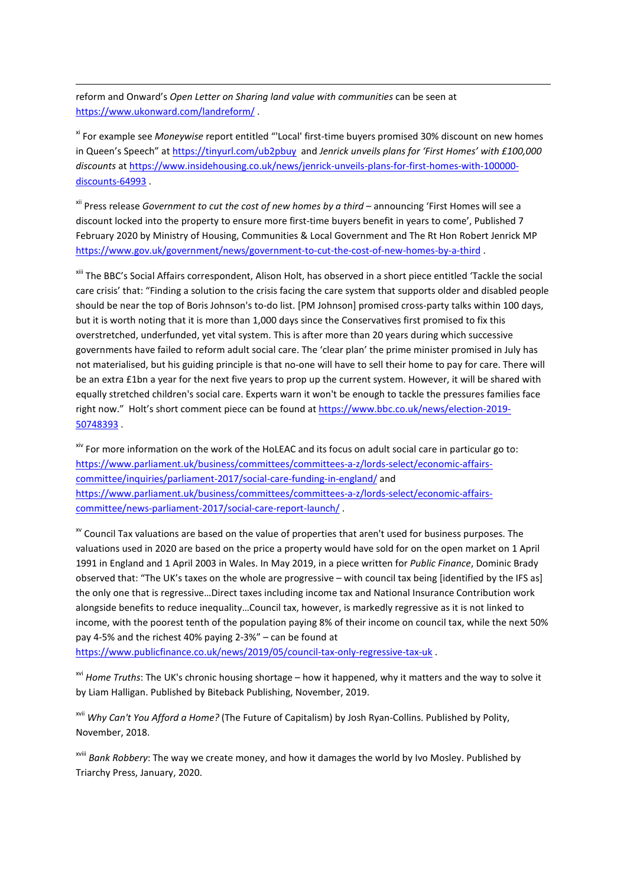reform and Onward's *Open Letter on Sharing land value with communities* can be seen at https://www.ukonward.com/landreform/ .

[xi] For example see *Moneywise* report entitled "'Local' first-time buyers promised 30% discount on new homes in Queen's Speech" at https://tinyurl.com/ub2pbuy and *Jenrick unveils plans for 'First Homes' with £100,000 discounts* at https://www.insidehousing.co.uk/news/jenrick-unveils-plans-for-first-homes-with-100000-discounts-64993 .

[xii] Press release *Government to cut the cost of new homes by a third* – announcing 'First Homes will see a discount locked into the property to ensure more first-time buyers benefit in years to come', Published 7 February 2020 by Ministry of Housing, Communities & Local Government and The Rt Hon Robert Jenrick MP https://www.gov.uk/government/news/government-to-cut-the-cost-of-new-homes-by-a-third .

[xiii] The BBC's Social Affairs correspondent, Alison Holt, has observed in a short piece entitled 'Tackle the social care crisis' that: "Finding a solution to the crisis facing the care system that supports older and disabled people should be near the top of Boris Johnson's to-do list. [PM Johnson] promised cross-party talks within 100 days, but it is worth noting that it is more than 1,000 days since the Conservatives first promised to fix this overstretched, underfunded, yet vital system. This is after more than 20 years during which successive governments have failed to reform adult social care. The 'clear plan' the prime minister promised in July has not materialised, but his guiding principle is that no-one will have to sell their home to pay for care. There will be an extra £1bn a year for the next five years to prop up the current system. However, it will be shared with equally stretched children's social care. Experts warn it won't be enough to tackle the pressures families face right now." Holt's short comment piece can be found at https://www.bbc.co.uk/news/election-2019-50748393 .

[xiv] For more information on the work of the HoLEAC and its focus on adult social care in particular go to: https://www.parliament.uk/business/committees/committees-a-z/lords-select/economic-affairs-committee/inquiries/parliament-2017/social-care-funding-in-england/ and https://www.parliament.uk/business/committees/committees-a-z/lords-select/economic-affairs-committee/news-parliament-2017/social-care-report-launch/ .

[xv] Council Tax valuations are based on the value of properties that aren't used for business purposes. The valuations used in 2020 are based on the price a property would have sold for on the open market on 1 April 1991 in England and 1 April 2003 in Wales. In May 2019, in a piece written for *Public Finance*, Dominic Brady observed that: "The UK's taxes on the whole are progressive – with council tax being [identified by the IFS as] the only one that is regressive…Direct taxes including income tax and National Insurance Contribution work alongside benefits to reduce inequality…Council tax, however, is markedly regressive as it is not linked to income, with the poorest tenth of the population paying 8% of their income on council tax, while the next 50% pay 4-5% and the richest 40% paying 2-3%" – can be found at https://www.publicfinance.co.uk/news/2019/05/council-tax-only-regressive-tax-uk .

[xvi] *Home Truths*: The UK's chronic housing shortage – how it happened, why it matters and the way to solve it by Liam Halligan. Published by Biteback Publishing, November, 2019.

[xvii] *Why Can't You Afford a Home?* (The Future of Capitalism) by Josh Ryan-Collins. Published by Polity, November, 2018.

[xviii] *Bank Robbery*: The way we create money, and how it damages the world by Ivo Mosley. Published by Triarchy Press, January, 2020.